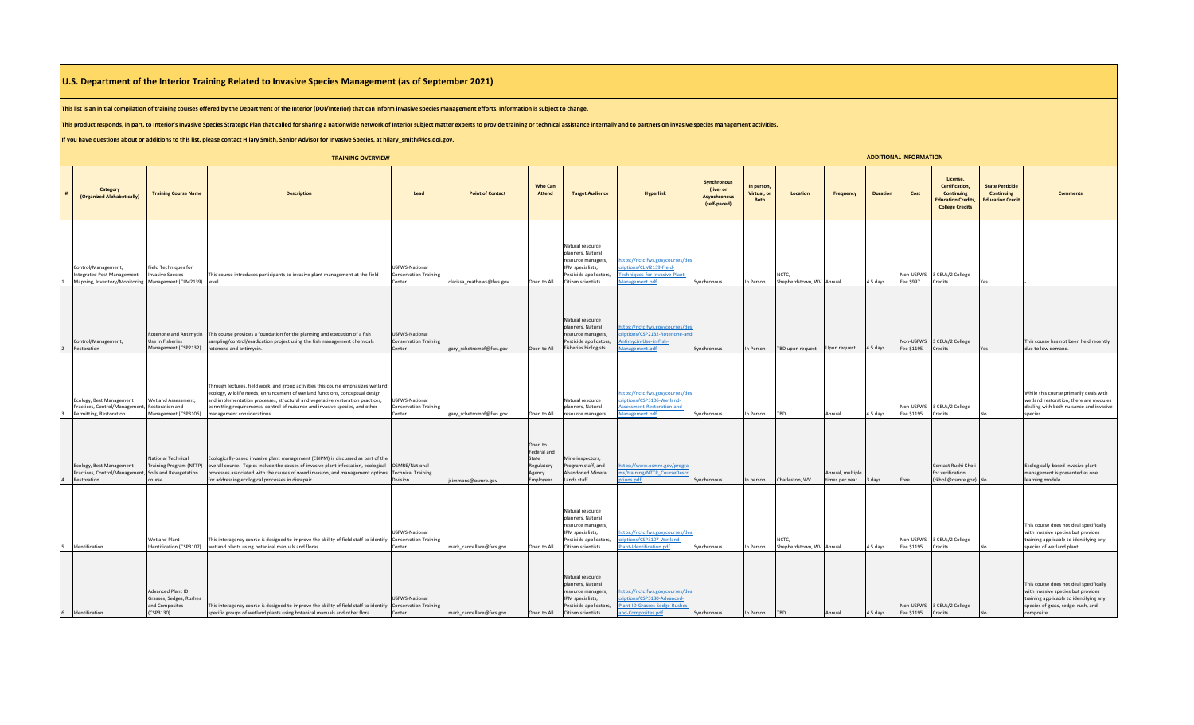# U.S. Department of the Interior Training Related to Invasive Species Management (as of September 2021)

**This list is an initial compilation of training courses offered by the Department of the Interior (DOI/Interior) that can inform invasive species management efforts. Information is subject to change.**

**This product responds, in part, to Interior's Invasive Species Strategic Plan that called for sharing a nationwide network of Interior subject matter experts to provide training or technical assistance internally and to partners on invasive species management activities.**

**If you have questions about or additions to this list, please contact Hilary Smith, Senior Advisor for Invasive Species, at hilary_smith@ios.doi.gov.**

| TRAINING OVERVIEW | | | | | | | | | ADDITIONAL INFORMATION | | | | | | | | |
|---|---|---|---|---|---|---|---|---|---|---|---|---|---|---|---|---|---|
| # | Category (Organized Alphabetically) | Training Course Name | Description | Lead | Point of Contact | Who Can Attend | Target Audience | Hyperlink | Synchronous (live) or Asynchronous (self-paced) | In person, Virtual, or Both | Location | Frequency | Duration | Cost | License, Certification, Continuing Education Credits, College Credits | State Pesticide Continuing Education Credit | Comments |
| 1 | Control/Management, Integrated Pest Management, Mapping, Inventory/Monitoring | Field Techniques for Invasive Species Management (CLM2139) | This course introduces participants to invasive plant management at the field level. | USFWS-National Conservation Training Center | clarissa_mathews@fws.gov | Open to All | Natural resource planners, Natural resource managers, IPM specialists, Pesticide applicators, Citizen scientists | https://nctc.fws.gov/courses/descriptions/CLM2139-Field-Techniques-for-Invasive-Plant-Management.pdf | Synchronous | In Person | NCTC, Shepherdstown, WV | Annual | 4.5 days | Non-USFWS Fee $997 | 3 CEUs/2 College Credits | Yes | - |
| 2 | Control/Management, Restoration | Rotenone and Antimycin Use in Fisheries Management (CSP2132) | This course provides a foundation for the planning and execution of a fish sampling/control/eradication project using the fish management chemicals rotenone and antimycin. | USFWS-National Conservation Training Center | gary_schetrompf@fws.gov | Open to All | Natural resource planners, Natural resource managers, Pesticide applicators, Fisheries biologists | https://nctc.fws.gov/courses/descriptions/CSP2132-Rotenone-and-Antimycin-Use-in-Fish-Management.pdf | Synchronous | In Person | TBD upon request | Upon request | 4.5 days | Non-USFWS Fee $1195 | 3 CEUs/2 College Credits | Yes | This course has not been held recently due to low demand. |
| 3 | Ecology, Best Management Practices, Control/Management, Permitting, Restoration | Wetland Assessment, Restoration and Management (CSP3106) | Through lectures, field work, and group activities this course emphasizes wetland ecology, wildlife needs, enhancement of wetland functions, conceptual design and implementation processes, structural and vegetative restoration practices, permitting requirements, control of nuisance and invasive species, and other management considerations. | USFWS-National Conservation Training Center | gary_schetrompf@fws.gov | Open to All | Natural resource planners, Natural resource managers | https://nctc.fws.gov/courses/descriptions/CSP3106-Wetland-Assessment-Restoration-and-Management.pdf | Synchronous | In Person | TBD | Annual | 4.5 days | Non-USFWS Fee $1195 | 3 CEUs/2 College Credits | No | While this course primarily deals with wetland restoration, there are modules dealing with both nuisance and invasive species. |
| 4 | Ecology, Best Management Practices, Control/Management, Soils and Revegetation Restoration | National Technical Training Program (NTTP) - Soils and Revegetation course | Ecologically-based invasive plant management (EBIPM) is discussed as part of the overall course. Topics include the causes of invasive plant infestation, ecological processes associated with the causes of weed invasion, and management options for addressing ecological processes in disrepair. | OSMRE/National Technical Training Division | jsimmons@osmre.gov | Open to Federal and State Regulatory Agency Employees | Mine inspectors, Program staff, and Abandoned Mineral Lands staff | https://www.osmre.gov/programs/training/NTTP_CourseDescriptions.pdf | Synchronous | In person | Charleston, WV | Annual, multiple times per year | 3 days | Free | Contact Ruchi Kholi for verification (rkholi@osmre.gov) | No | Ecologically-based invasive plant management is presented as one learning module. |
| 5 | Identification | Wetland Plant Identification (CSP3107) | This interagency course is designed to improve the ability of field staff to identify wetland plants using botanical manuals and floras. | USFWS-National Conservation Training Center | mark_cancellare@fws.gov | Open to All | Natural resource planners, Natural resource managers, IPM specialists, Pesticide applicators, Citizen scientists | https://nctc.fws.gov/courses/descriptions/CSP3107-Wetland-Plant-Identification.pdf | Synchronous | In Person | NCTC, Shepherdstown, WV | Annual | 4.5 days | Non-USFWS Fee $1195 | 3 CEUs/2 College Credits | No | This course does not deal specifically with invasive species but provides training applicable to identifying any species of wetland plant. |
| 6 | Identification | Advanced Plant ID: Grasses, Sedges, Rushes and Composites (CSP3130) | This interagency course is designed to improve the ability of field staff to identify specific groups of wetland plants using botanical manuals and other flora. | USFWS-National Conservation Training Center | mark_cancellare@fws.gov | Open to All | Natural resource planners, Natural resource managers, IPM specialists, Pesticide applicators, Citizen scientists | https://nctc.fws.gov/courses/descriptions/CSP3130-Advanced-Plant-ID-Grasses-Sedge-Rushes-and-Composites.pdf | Synchronous | In Person | TBD | Annual | 4.5 days | Non-USFWS Fee $1195 | 3 CEUs/2 College Credits | No | This course does not deal specifically with invasive species but provides training applicable to identifying any species of grass, sedge, rush, and composite. |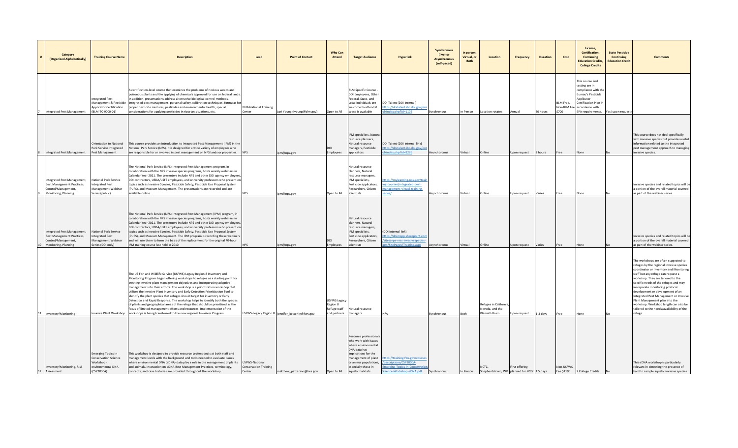| # | Category (Organized Alphabetically) | Training Course Name | Description | Lead | Point of Contact | Who Can Attend | Target Audience | Hyperlink | Synchronous (live) or Asynchronous (self-paced) | In person, Virtual, or Both | Location | Frequency | Duration | Cost | License, Certification, Continuing Education Credits, College Credits | State Pesticide Continuing Education Credit | Comments |
|---|---|---|---|---|---|---|---|---|---|---|---|---|---|---|---|---|---|
| 7 | Integrated Pest Management | Integrated Pest Management & Pesticide Applicator Certification (BLM-TC-9000-01) | A certification-level course that examines the problems of noxious weeds and poisonous plants and the applying of chemicals approved for use on federal lands. In addition, presentations address alternative biological control methods, integrated pest management, personal safety, calibration techniques, formulas for proper pesticide mixtures, pesticides and environmental health, special considerations for applying pesticides in riparian situations, etc. | BLM-National Training Center | Lori Young (lyoung@blm.gov) | Open to All | BLM Specific Course - DOI Employees, Other Federal, State, and Local individuals are welcome to attend if space is available | DOI Talent (DOI internal) https://doitalent.ibc.doi.gov/enrol/index.php?id=1102 | Synchronous | In Person | Location rotates | Annual | 30 hours | BLM Free, Non-BLM Fee $700 | This course and testing are in compliance with the Bureau's Pesticide Applicator Certification Plan in accordance with EPA requirements. | Yes (upon request) | - |
| 8 | Integrated Pest Management | Orientation to National Park Service Integrated Pest Management | This course provides an introduction to Integrated Pest Management (IPM) in the National Park Service (NPS). It is designed for a wide variety of employees who are responsible for or involved in pest management on NPS lands or properties. | NPS | ipm@nps.gov | DOI Employees | IPM specialists, Natural resource planners, Natural resource managers, Pesticide applicators | DOI Talent (DOI internal link) https://doitalent.ibc.doi.gov/enrol/index.php?id=9276 | Asynchoronus | Virtual | Online | Upon request | 2 hours | Free | None | No | This course does not deal specifically with invasive species but provides useful information related to the integrated pest management approach to managing invasive species. |
| 9 | Integrated Pest Management, Best Management Practices, Control/Management, Monitoring, Planning | National Park Service Integrated Pest Management Webinar Series (public) | The National Park Service (NPS) Integrated Pest Management program, in collaboration with the NPS invasive species programs, hosts weekly webinars in Calendar Year 2021. The presenters include NPS and other DOI agency employees, DOI contractors, USDA/USFS employees, and university professors who present on topics such as Invasive Species, Pesticide Safety, Pesticide Use Proposal System (PUPS), and Museum Management. The presentations are recorded and are available online. | NPS | ipm@nps.gov | Open to All | Natural resource planners, Natural resource managers, IPM specialists, Pesticide applicators, Researchers, Citizen scientists | https://mylearning.nps.gov/training-courses/integrated-pest-management-virtual-training-series/ | Asynchoronus | Virtual | Online | Upon request | Varies | Free | None | No | Invasive species and related topics will be a portion of the overall material covered as part of the webinar series. |
| 10 | Integrated Pest Management, Best Management Practices, Control/Management, Monitoring, Planning | National Park Service Integrated Pest Management Webinar Series (DOI only) | The National Park Service (NPS) Integrated Pest Management (IPM) program, in collaboration with the NPS invasive species programs, hosts weekly webinars in Calendar Year 2021. The presenters include NPS and other DOI agency employees, DOI contractors, USDA/USFS employees, and university professors who present on topics such as Invasive Species, Pesticide Safety, Pesticide Use Proposal System (PUPS), and Museum Management. The IPM program is recording these webinars and will use them to form the basis of the replacement for the original 40-hour IPM training course last held in 2010. | NPS | ipm@nps.gov | DOI Employees | Natural resource planners, Natural resource managers, IPM specialists, Pesticide applicators, Researchers, Citizen scientists | (DOI internal link) https://doimspp.sharepoint.com/sites/nps-nrss-invasivespecies-ipm/SitePages/Training.aspx | Asynchoronus | Virtual | Online | Upon request | Varies | Free | None | No | Invasive species and related topics will be a portion of the overall material covered as part of the webinar series. |
| 11 | Inventory/Monitoring | Invasive Plant Workshop | The US Fish and Wildlife Service (USFWS) Legacy Region 8 Inventory and Monitoring Program began offering workshops to refuges as a starting point for creating invasive plant management objectives and incorporating adaptive management into their efforts. The workshop is a prioritization workshop that utilizes the Invasive Plant Inventory and Early Detection Prioritization Tool to identify the plant species that refuges should target for inventory or Early Detection and Rapid Response. The workshop helps to identify both the species of plants and geographical areas of the refuge that should be prioritized as the focus of limited management efforts and resources. Implementation of the workshops is being transferred to the new regional Invasives Program. | USFWS-Legacy Region 8 | jennifer_ketterlin@fws.gov | USFWS Legacy Region 8 Refuge staff and partners | Natural resource managers | N/A | Synchronous | Both | Refuges in California, Nevada, and the Klamath Basin | Upon request | 1-3 days | Free | None | No | The workshops are often suggested to refuges by the regional invasive species coordinator or Inventory and Monitoring staff but any refuge can request a workshop. They are tailored to the specific needs of the refuges and may incorporate monitoring protocol development or development of an Integrated Pest Management or Invasive Plant Management plan into the workshop. Workshop length can also be tailored to the needs/availability of the refuge. |
| 12 | Inventory/Monitoring, Risk Assessment | Emerging Topics in Conservation Science Workshop - environmental DNA (CSP2000A) | This workshop is designed to provide resource professionals at both staff and management levels with the background and tools needed to evaluate issues where environmental DNA (eDNA) data play a role in the management of plants and animals. Instruction on eDNA Best Management Practices, terminology, concepts, and case histories are provided throughout the workshop. | USFWS-National Conservation Training Center | matthew_patterson@fws.gov | Open to All | Resource professionals who work with issues where environmental DNA data has implications for the management of plant or animal populations, especially those in aquatic habitats | https://training.fws.gov/courses/descriptions/CSP2000A-Emerging-Topics-in-Conservation-Science-Workshop-eDNA.pdf | Synchronous | In Person | NCTC, Shepherdstown, WV | First offering planned for 2022 | 4.5 days | Non-USFWS Fee $1195 | 2 College Credits | No | This eDNA workshop is particularly relevant in detecting the presence of hard to sample aquatic invasive species. |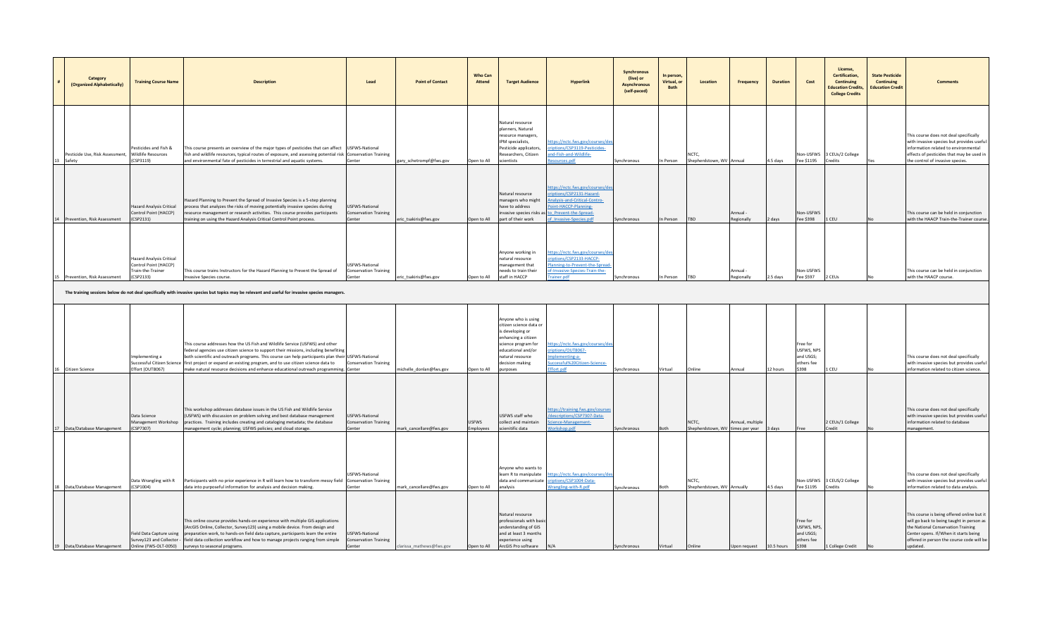| # | Category (Organized Alphabetically) | Training Course Name | Description | Lead | Point of Contact | Who Can Attend | Target Audience | Hyperlink | Synchronous (live) or Asynchronous (self-paced) | In person, Virtual, or Both | Location | Frequency | Duration | Cost | License, Certification, Continuing Education Credits, College Credits | State Pesticide Continuing Education Credit | Comments |
|---|---|---|---|---|---|---|---|---|---|---|---|---|---|---|---|---|---|
| 13 | Pesticide Use, Risk Assessment, Safety | Pesticides and Fish & Wildlife Resources (CSP3119) | This course presents an overview of the major types of pesticides that can affect fish and wildlife resources, typical routes of exposure, and assessing potential risk and environmental fate of pesticides in terrestrial and aquatic systems. | USFWS-National Conservation Training Center | gary_schetrompf@fws.gov | Open to All | Natural resource planners, Natural resource managers, IPM specialists, Pesticide applicators, Researchers, Citizen scientists | https://nctc.fws.gov/courses/descriptions/CSP3119-Pesticides-and-Fish-and-Wildlife-Resources.pdf | Synchronous | In Person | NCTC, Shepherdstown, WV | Annual | 4.5 days | Non-USFWS Fee $1195 | 3 CEUs/2 College Credits | Yes | This course does not deal specifically with invasive species but provides useful information related to environmental effects of pesticides that may be used in the control of invasive species. |
| 14 | Prevention, Risk Assessment | Hazard Analysis Critical Control Point (HACCP) (CSP2131) | Hazard Planning to Prevent the Spread of Invasive Species is a 5-step planning process that analyzes the risks of moving potentially invasive species during resource management or research activities. This course provides participants training on using the Hazard Analysis Critical Control Point process. | USFWS-National Conservation Training Center | eric_tsakiris@fws.gov | Open to All | Natural resource managers who might have to address invasive species risks as part of their work | https://nctc.fws.gov/courses/descriptions/CSP2131-Hazard-Analysis-and-Critical-Contro-Point-HACCP-Planning-to_Prevent-the-Spread-of_Invasive-Species.pdf | Synchronous | In Person | TBD | Annual - Regionally | 2 days | Non-USFWS Fee $398 | 1 CEU | No | This course can be held in conjunction with the HAACP Train-the-Trainer course. |
| 15 | Prevention, Risk Assessment | Hazard Analysis Critical Control Point (HACCP) Train-the-Trainer (CSP2133) | This course trains Instructors for the Hazard Planning to Prevent the Spread of Invasive Species course. | USFWS-National Conservation Training Center | eric_tsakiris@fws.gov | Open to All | Anyone working in natural resource management that needs to train their staff in HACCP | https://nctc.fws.gov/courses/descriptions/CSP2133-HACCP-Planning-to-Prevent-the-Spread-of-Invasive-Species-Train-the-Trainer.pdf | Synchronous | In Person | TBD | Annual - Regionally | 2.5 days | Non-USFWS Fee $597 | 2 CEUs | No | This course can be held in conjunction with the HAACP course. |
| | **The training sessions below do not deal specifically with invasive species but topics may be relevant and useful for invasive species managers.** | | | | | | | | | | | | | | | | |
| 16 | Citizen Science | Implementing a Successful Citizen Science Effort (OUT8067) | This course addresses how the US Fish and Wildlife Service (USFWS) and other federal agencies use citizen science to support their missions, including benefiting both scientific and outreach programs. This course can help participants plan their first project or expand an existing program, and to use citizen science data to make natural resource decisions and enhance educational outreach programming. | USFWS-National Conservation Training Center | michelle_donlan@fws.gov | Open to All | Anyone who is using citizen science data or is developing or enhancing a citizen science program for educational and/or natural resource decision making purposes | https://nctc.fws.gov/courses/descriptions/OUT8067-Implementing-a-Successful%20Citizen-Science-Effort.pdf | Synchronous | Virtual | Online | Annual | 12 hours | Free for USFWS, NPS and USGS; others fee $398 | 1 CEU | No | This course does not deal specifically with invasive species but provides useful information related to citizen science. |
| 17 | Data/Database Management | Data Science Management Workshop (CSP7307) | This workshop addresses database issues in the US Fish and Wildlife Service (USFWS) with discussion on problem solving and best database management practices. Training includes creating and cataloging metadata; the database management cycle; planning; USFWS policies; and cloud storage. | USFWS-National Conservation Training Center | mark_cancellare@fws.gov | USFWS Employees | USFWS staff who collect and maintain scientific data | https://training.fws.gov/courses/descriptions/CSP7307-Data-Science-Management-Workshop.pdf | Synchronous | Both | NCTC, Shepherdstown, WV | Annual, multiple times per year | 3 days | Free | 2 CEUs/1 College Credit | No | This course does not deal specifically with invasive species but provides useful information related to database management. |
| 18 | Data/Database Management | Data Wrangling with R (CSP1004) | Participants with no prior experience in R will learn how to transform messy field data into purposeful information for analysis and decision making. | USFWS-National Conservation Training Center | mark_cancellare@fws.gov | Open to All | Anyone who wants to learn R to manipulate data and communicate analysis | https://nctc.fws.gov/courses/descriptions/CSP1004-Data-Wrangling-with-R.pdf | Synchronous | Both | NCTC, Shepherdstown, WV | Annually | 4.5 days | Non-USFWS Fee $1195 | 3 CEUS/2 College Credits | No | This course does not deal specifically with invasive species but provides useful information related to data analysis. |
| 19 | Data/Database Management | Field Data Capture using Survey123 and Collector - Online (FWS-OLT-0050) | This online course provides hands-on experience with multiple GIS applications (ArcGIS Online, Collector, Survey123) using a mobile device. From design and preparation work, to hands-on field data capture, participants learn the entire field data collection workflow and how to manage projects ranging from simple surveys to seasonal programs. | USFWS-National Conservation Training Center | clarissa_mathews@fws.gov | Open to All | Natural resource professionals with basic understanding of GIS and at least 3 months experience using ArcGIS Pro software | N/A | Synchronous | Virtual | Online | Upon request | 10.5 hours | Free for USFWS, NPS, and USGS; others fee $398 | 1 College Credit | No | This course is being offered online but it will go back to being taught in person as the National Conservation Training Center opens. If/When it starts being offered in person the course code will be updated. |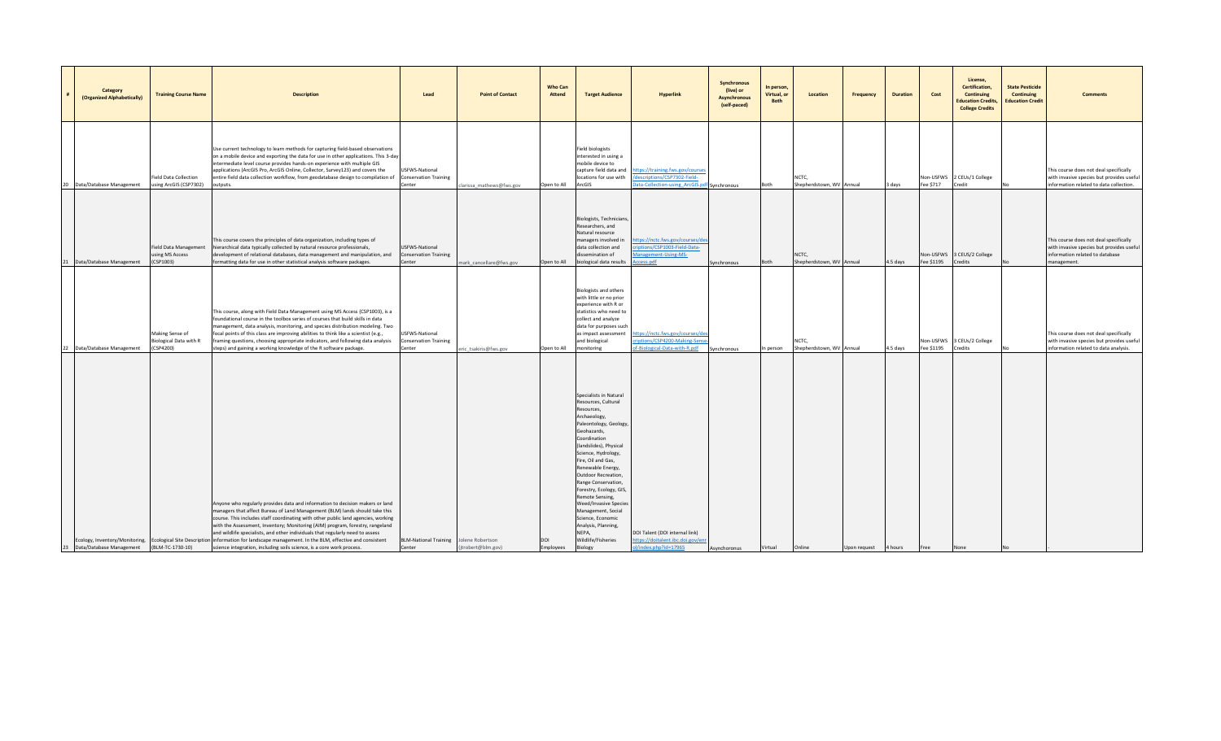| # | Category (Organized Alphabetically) | Training Course Name | Description | Lead | Point of Contact | Who Can Attend | Target Audience | Hyperlink | Synchronous (live) or Asynchronous (self-paced) | In person, Virtual, or Both | Location | Frequency | Duration | Cost | License, Certification, Continuing Education Credits, College Credits | State Pesticide Continuing Education Credit | Comments |
|---|---|---|---|---|---|---|---|---|---|---|---|---|---|---|---|---|---|
| 20 | Data/Database Management | Field Data Collection using ArcGIS (CSP7302) | Use current technology to learn methods for capturing field-based observations on a mobile device and exporting the data for use in other applications. This 3-day intermediate level course provides hands-on experience with multiple GIS applications (ArcGIS Pro, ArcGIS Online, Collector, Survey123) and covers the entire field data collection workflow, from geodatabase design to compilation of outputs. | USFWS-National Conservation Training Center | clarissa_mathews@fws.gov | Open to All | Field biologists interested in using a mobile device to capture field data and locations for use with ArcGIS | https://training.fws.gov/courses/descriptions/CSP7302-Field-Data-Collection-using_ArcGIS.pdf | Synchronous | Both | NCTC, Shepherdstown, WV | Annual | 3 days | Non-USFWS Fee $717 | 2 CEUs/1 College Credit | No | This course does not deal specifically with invasive species but provides useful information related to data collection. |
| 21 | Data/Database Management | Field Data Management using MS Access (CSP1003) | This course covers the principles of data organization, including types of hierarchical data typically collected by natural resource professionals, development of relational databases, data management and manipulation, and formatting data for use in other statistical analysis software packages. | USFWS-National Conservation Training Center | mark_cancellare@fws.gov | Open to All | Biologists, Technicians, Researchers, and Natural resource managers involved in data collection and dissemination of biological data results | https://nctc.fws.gov/courses/descriptions/CSP1003-Field-Data-Management-Using-MS-Access.pdf | Synchronous | Both | NCTC, Shepherdstown, WV | Annual | 4.5 days | Non-USFWS Fee $1195 | 3 CEUS/2 College Credits | No | This course does not deal specifically with invasive species but provides useful information related to database management. |
| 22 | Data/Database Management | Making Sense of Biological Data with R (CSP4200) | This course, along with Field Data Management using MS Access (CSP1003), is a foundational course in the toolbox series of courses that build skills in data management, data analysis, monitoring, and species distribution modeling. Two focal points of this class are improving abilities to think like a scientist (e.g., framing questions, choosing appropriate indicators, and following data analysis steps) and gaining a working knowledge of the R software package. | USFWS-National Conservation Training Center | eric_tsakiris@fws.gov | Open to All | Biologists and others with little or no prior experience with R or statistics who need to collect and analyze data for purposes such as impact assessment and biological monitoring | https://nctc.fws.gov/courses/descriptions/CSP4200-Making-Sense-of-Biological-Data-with-R.pdf | Synchronous | In person | NCTC, Shepherdstown, WV | Annual | 4.5 days | Non-USFWS Fee $1195 | 3 CEUs/2 College Credits | No | This course does not deal specifically with invasive species but provides useful information related to data analysis. |
| 23 | Ecology, Inventory/Monitoring, Data/Database Management | Ecological Site Description (BLM-TC-1730-10) | Anyone who regularly provides data and information to decision makers or land managers that affect Bureau of Land Management (BLM) lands should take this course. This includes staff coordinating with other public land agencies, working with the Assessment, Inventory; Monitoring (AIM) program, forestry, rangeland and wildlife specialists, and other individuals that regularly need to assess information for landscape management. In the BLM, effective and consistent science integration, including soils science, is a core work process. | BLM-National Training Center | Jolene Robertson (jlrobert@blm.gov) | DOI Employees | Specialists in Natural Resources, Cultural Resources, Archaeology, Paleontology, Geology, Geohazards, Coordination (landslides), Physical Science, Hydrology, Fire, Oil and Gas, Renewable Energy, Outdoor Recreation, Range Conservation, Forestry, Ecology, GIS, Remote Sensing, Weed/Invasive Species Management, Social Science, Economic Analysis, Planning, NEPA, Wildlife/Fisheries Biology | DOI Talent (DOI internal link) https://doitalent.ibc.doi.gov/enrol/index.php?id=17965 | Asynchoronus | Virtual | Online | Upon request | 4 hours | Free | None | No | - |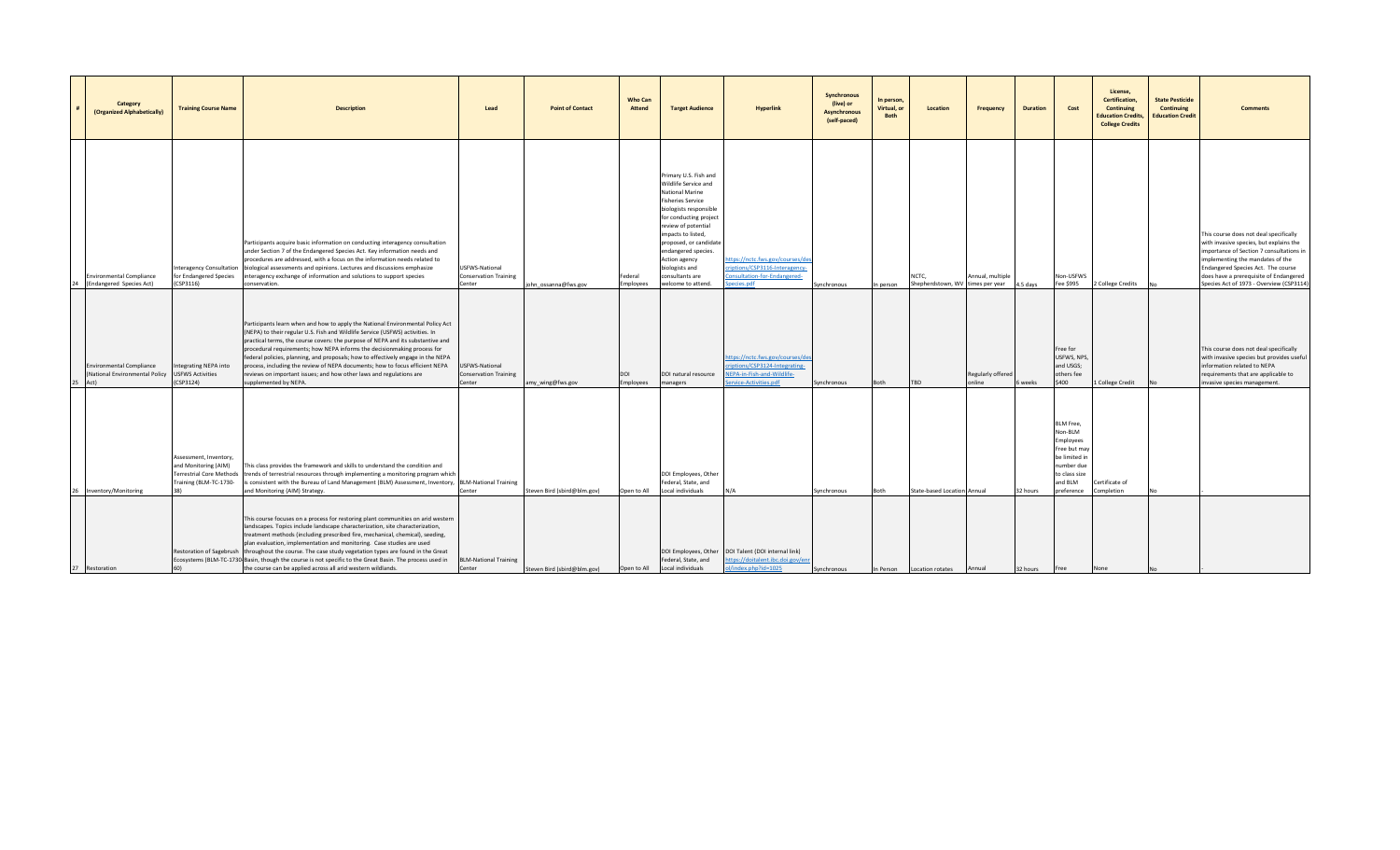| # | Category (Organized Alphabetically) | Training Course Name | Description | Lead | Point of Contact | Who Can Attend | Target Audience | Hyperlink | Synchronous (live) or Asynchronous (self-paced) | In person, Virtual, or Both | Location | Frequency | Duration | Cost | License, Certification, Continuing Education Credits, College Credits | State Pesticide Continuing Education Credit | Comments |
|---|---|---|---|---|---|---|---|---|---|---|---|---|---|---|---|---|---|
| 24 | Environmental Compliance (Endangered Species Act) | Interagency Consultation for Endangered Species (CSP3116) | Participants acquire basic information on conducting interagency consultation under Section 7 of the Endangered Species Act. Key information needs and procedures are addressed, with a focus on the information needs related to biological assessments and opinions. Lectures and discussions emphasize interagency exchange of information and solutions to support species conservation. | USFWS-National Conservation Training Center | john_ossanna@fws.gov | Federal Employees | Primary U.S. Fish and Wildlife Service and National Marine Fisheries Service biologists responsible for conducting project review of potential impacts to listed, proposed, or candidate endangered species. Action agency biologists and consultants are welcome to attend. | https://nctc.fws.gov/courses/descriptions/CSP3116-Interagency-Consultation-for-Endangered-Species.pdf | Synchronous | In person | NCTC, Shepherdstown, WV | Annual, multiple times per year | 4.5 days | Non-USFWS Fee $995 | 2 College Credits | No | This course does not deal specifically with invasive species, but explains the importance of Section 7 consultations in implementing the mandates of the Endangered Species Act. The course does have a prerequisite of Endangered Species Act of 1973 - Overview (CSP3114) |
| 25 | Environmental Compliance (National Environmental Policy Act) | Integrating NEPA into USFWS Activities (CSP3124) | Participants learn when and how to apply the National Environmental Policy Act (NEPA) to their regular U.S. Fish and Wildlife Service (USFWS) activities. In practical terms, the course covers: the purpose of NEPA and its substantive and procedural requirements; how NEPA informs the decisionmaking process for federal policies, planning, and proposals; how to effectively engage in the NEPA process, including the review of NEPA documents; how to focus efficient NEPA reviews on important issues; and how other laws and regulations are supplemented by NEPA. | USFWS-National Conservation Training Center | amy_wing@fws.gov | DOI Employees | DOI natural resource managers | https://nctc.fws.gov/courses/descriptions/CSP3124-Integrating-NEPA-in-Fish-and-Wildlife-Service-Activities.pdf | Synchronous | Both | TBD | Regularly offered online | 6 weeks | Free for USFWS, NPS, and USGS; others fee $400 | 1 College Credit | No | This course does not deal specifically with invasive species but provides useful information related to NEPA requirements that are applicable to invasive species management. |
| 26 | Inventory/Monitoring | Assessment, Inventory, and Monitoring (AIM) Terrestrial Core Methods Training (BLM-TC-1730-38) | This class provides the framework and skills to understand the condition and trends of terrestrial resources through implementing a monitoring program which is consistent with the Bureau of Land Management (BLM) Assessment, Inventory, and Monitoring (AIM) Strategy. | BLM-National Training Center | Steven Bird (sbird@blm.gov) | Open to All | DOI Employees, Other Federal, State, and Local individuals | N/A | Synchronous | Both | State-based Location | Annual | 32 hours | BLM Free, Non-BLM Employees Free but may be limited in number due to class size and BLM preference | Certificate of Completion | No | - |
| 27 | Restoration | Restoration of Sagebrush Ecosystems (BLM-TC-1730-60) | This course focuses on a process for restoring plant communities on arid western landscapes. Topics include landscape characterization, site characterization, treatment methods (including prescribed fire, mechanical, chemical), seeding, plan evaluation, implementation and monitoring. Case studies are used throughout the course. The case study vegetation types are found in the Great Basin, though the course is not specific to the Great Basin. The process used in the course can be applied across all arid western wildlands. | BLM-National Training Center | Steven Bird (sbird@blm.gov) | Open to All | DOI Employees, Other Federal, State, and Local individuals | DOI Talent (DOI internal link) https://doitalent.ibc.doi.gov/enrol/index.php?id=1025 | Synchronous | In Person | Location rotates | Annual | 32 hours | Free | None | No | - |